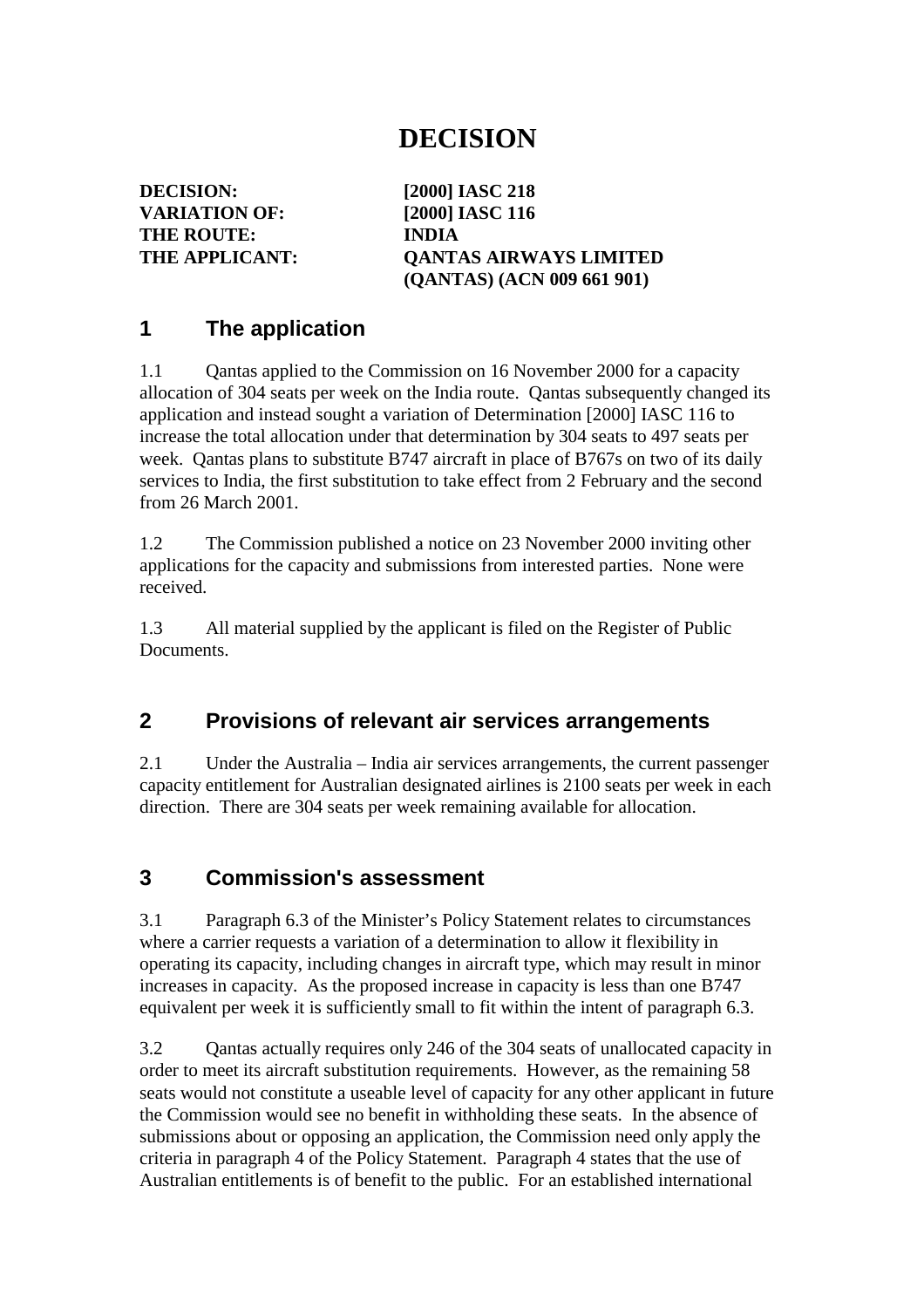# DECISION

**DECISION:** **[2000] IASC 218**
**VARIATION OF:** **[2000] IASC 116**
**THE ROUTE:** **INDIA**
**THE APPLICANT:** **QANTAS AIRWAYS LIMITED (QANTAS) (ACN 009 661 901)**

## 1 The application

1.1 Qantas applied to the Commission on 16 November 2000 for a capacity allocation of 304 seats per week on the India route. Qantas subsequently changed its application and instead sought a variation of Determination [2000] IASC 116 to increase the total allocation under that determination by 304 seats to 497 seats per week. Qantas plans to substitute B747 aircraft in place of B767s on two of its daily services to India, the first substitution to take effect from 2 February and the second from 26 March 2001.

1.2 The Commission published a notice on 23 November 2000 inviting other applications for the capacity and submissions from interested parties. None were received.

1.3 All material supplied by the applicant is filed on the Register of Public Documents.

## 2 Provisions of relevant air services arrangements

2.1 Under the Australia – India air services arrangements, the current passenger capacity entitlement for Australian designated airlines is 2100 seats per week in each direction. There are 304 seats per week remaining available for allocation.

## 3 Commission's assessment

3.1 Paragraph 6.3 of the Minister's Policy Statement relates to circumstances where a carrier requests a variation of a determination to allow it flexibility in operating its capacity, including changes in aircraft type, which may result in minor increases in capacity. As the proposed increase in capacity is less than one B747 equivalent per week it is sufficiently small to fit within the intent of paragraph 6.3.

3.2 Qantas actually requires only 246 of the 304 seats of unallocated capacity in order to meet its aircraft substitution requirements. However, as the remaining 58 seats would not constitute a useable level of capacity for any other applicant in future the Commission would see no benefit in withholding these seats. In the absence of submissions about or opposing an application, the Commission need only apply the criteria in paragraph 4 of the Policy Statement. Paragraph 4 states that the use of Australian entitlements is of benefit to the public. For an established international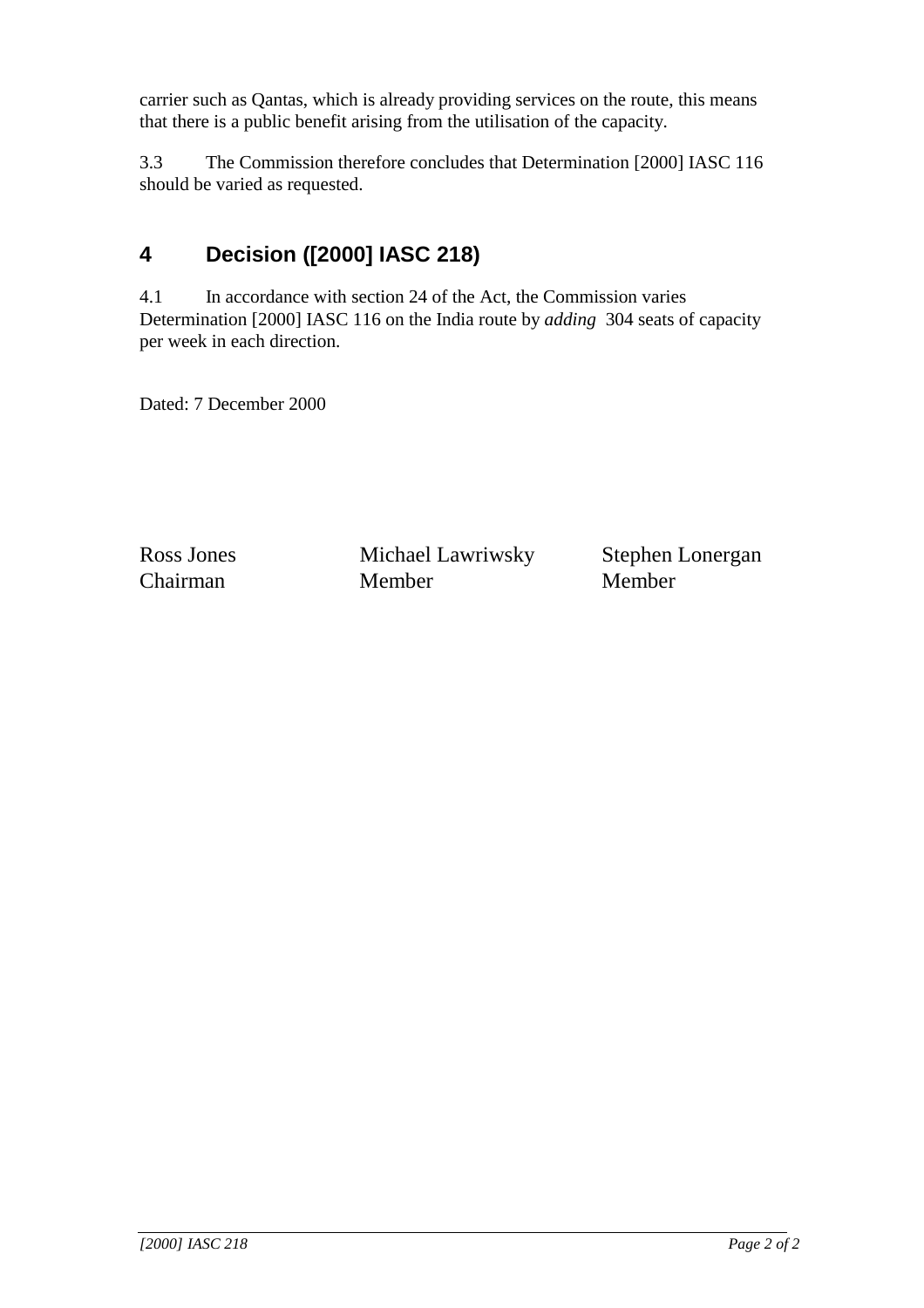carrier such as Qantas, which is already providing services on the route, this means that there is a public benefit arising from the utilisation of the capacity.

3.3 The Commission therefore concludes that Determination [2000] IASC 116 should be varied as requested.

## 4 Decision ([2000] IASC 218)

4.1 In accordance with section 24 of the Act, the Commission varies Determination [2000] IASC 116 on the India route by *adding* 304 seats of capacity per week in each direction.

Dated: 7 December 2000

| | | |
|---|---|---|
| Ross Jones | Michael Lawriwsky | Stephen Lonergan |
| Chairman | Member | Member |